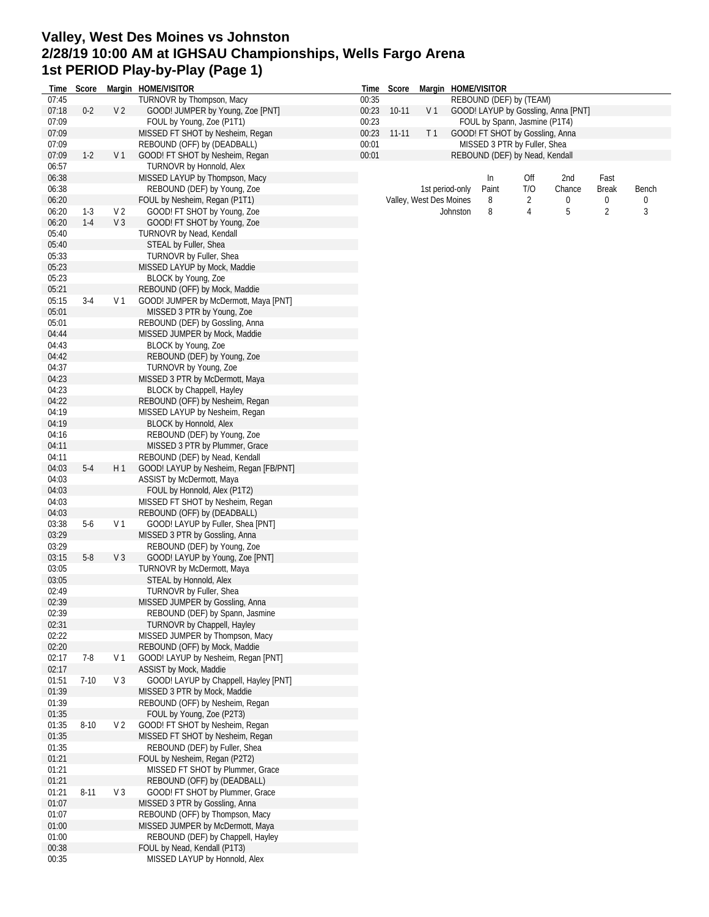# Valley, West Des Moines vs Johnston
## 2/28/19 10:00 AM at IGHSAU Championships, Wells Fargo Arena
## 1st PERIOD Play-by-Play (Page 1)

| Time | Score | Margin | HOME/VISITOR |
|---|---|---|---|
| 07:45 | | | TURNOVR by Thompson, Macy |
| 07:18 | 0-2 | V 2 | GOOD! JUMPER by Young, Zoe [PNT] |
| 07:09 | | | FOUL by Young, Zoe (P1T1) |
| 07:09 | | | MISSED FT SHOT by Nesheim, Regan |
| 07:09 | | | REBOUND (OFF) by (DEADBALL) |
| 07:09 | 1-2 | V 1 | GOOD! FT SHOT by Nesheim, Regan |
| 06:57 | | | TURNOVR by Honnold, Alex |
| 06:38 | | | MISSED LAYUP by Thompson, Macy |
| 06:38 | | | REBOUND (DEF) by Young, Zoe |
| 06:20 | | | FOUL by Nesheim, Regan (P1T1) |
| 06:20 | 1-3 | V 2 | GOOD! FT SHOT by Young, Zoe |
| 06:20 | 1-4 | V 3 | GOOD! FT SHOT by Young, Zoe |
| 05:40 | | | TURNOVR by Nead, Kendall |
| 05:40 | | | STEAL by Fuller, Shea |
| 05:33 | | | TURNOVR by Fuller, Shea |
| 05:23 | | | MISSED LAYUP by Mock, Maddie |
| 05:23 | | | BLOCK by Young, Zoe |
| 05:21 | | | REBOUND (OFF) by Mock, Maddie |
| 05:15 | 3-4 | V 1 | GOOD! JUMPER by McDermott, Maya [PNT] |
| 05:01 | | | MISSED 3 PTR by Young, Zoe |
| 05:01 | | | REBOUND (DEF) by Gossling, Anna |
| 04:44 | | | MISSED JUMPER by Mock, Maddie |
| 04:43 | | | BLOCK by Young, Zoe |
| 04:42 | | | REBOUND (DEF) by Young, Zoe |
| 04:37 | | | TURNOVR by Young, Zoe |
| 04:23 | | | MISSED 3 PTR by McDermott, Maya |
| 04:23 | | | BLOCK by Chappell, Hayley |
| 04:22 | | | REBOUND (OFF) by Nesheim, Regan |
| 04:19 | | | MISSED LAYUP by Nesheim, Regan |
| 04:19 | | | BLOCK by Honnold, Alex |
| 04:16 | | | REBOUND (DEF) by Young, Zoe |
| 04:11 | | | MISSED 3 PTR by Plummer, Grace |
| 04:11 | | | REBOUND (DEF) by Nead, Kendall |
| 04:03 | 5-4 | H 1 | GOOD! LAYUP by Nesheim, Regan [FB/PNT] |
| 04:03 | | | ASSIST by McDermott, Maya |
| 04:03 | | | FOUL by Honnold, Alex (P1T2) |
| 04:03 | | | MISSED FT SHOT by Nesheim, Regan |
| 04:03 | | | REBOUND (OFF) by (DEADBALL) |
| 03:38 | 5-6 | V 1 | GOOD! LAYUP by Fuller, Shea [PNT] |
| 03:29 | | | MISSED 3 PTR by Gossling, Anna |
| 03:29 | | | REBOUND (DEF) by Young, Zoe |
| 03:15 | 5-8 | V 3 | GOOD! LAYUP by Young, Zoe [PNT] |
| 03:05 | | | TURNOVR by McDermott, Maya |
| 03:05 | | | STEAL by Honnold, Alex |
| 02:49 | | | TURNOVR by Fuller, Shea |
| 02:39 | | | MISSED JUMPER by Gossling, Anna |
| 02:39 | | | REBOUND (DEF) by Spann, Jasmine |
| 02:31 | | | TURNOVR by Chappell, Hayley |
| 02:22 | | | MISSED JUMPER by Thompson, Macy |
| 02:20 | | | REBOUND (OFF) by Mock, Maddie |
| 02:17 | 7-8 | V 1 | GOOD! LAYUP by Nesheim, Regan [PNT] |
| 02:17 | | | ASSIST by Mock, Maddie |
| 01:51 | 7-10 | V 3 | GOOD! LAYUP by Chappell, Hayley [PNT] |
| 01:39 | | | MISSED 3 PTR by Mock, Maddie |
| 01:39 | | | REBOUND (OFF) by Nesheim, Regan |
| 01:35 | | | FOUL by Young, Zoe (P2T3) |
| 01:35 | 8-10 | V 2 | GOOD! FT SHOT by Nesheim, Regan |
| 01:35 | | | MISSED FT SHOT by Nesheim, Regan |
| 01:35 | | | REBOUND (DEF) by Fuller, Shea |
| 01:21 | | | FOUL by Nesheim, Regan (P2T2) |
| 01:21 | | | MISSED FT SHOT by Plummer, Grace |
| 01:21 | | | REBOUND (OFF) by (DEADBALL) |
| 01:21 | 8-11 | V 3 | GOOD! FT SHOT by Plummer, Grace |
| 01:07 | | | MISSED 3 PTR by Gossling, Anna |
| 01:07 | | | REBOUND (OFF) by Thompson, Macy |
| 01:00 | | | MISSED JUMPER by McDermott, Maya |
| 01:00 | | | REBOUND (DEF) by Chappell, Hayley |
| 00:38 | | | FOUL by Nead, Kendall (P1T3) |
| 00:35 | | | MISSED LAYUP by Honnold, Alex |
| 00:35 | | | REBOUND (DEF) by (TEAM) |
| 00:23 | 10-11 | V 1 | GOOD! LAYUP by Gossling, Anna [PNT] |
| 00:23 | | | FOUL by Spann, Jasmine (P1T4) |
| 00:23 | 11-11 | T 1 | GOOD! FT SHOT by Gossling, Anna |
| 00:01 | | | MISSED 3 PTR by Fuller, Shea |
| 00:01 | | | REBOUND (DEF) by Nead, Kendall |

| 1st period-only | In Paint | Off T/O | 2nd Chance | Fast Break | Bench |
|---|---|---|---|---|---|
| Valley, West Des Moines | 8 | 2 | 0 | 0 | 0 |
| Johnston | 8 | 4 | 5 | 2 | 3 |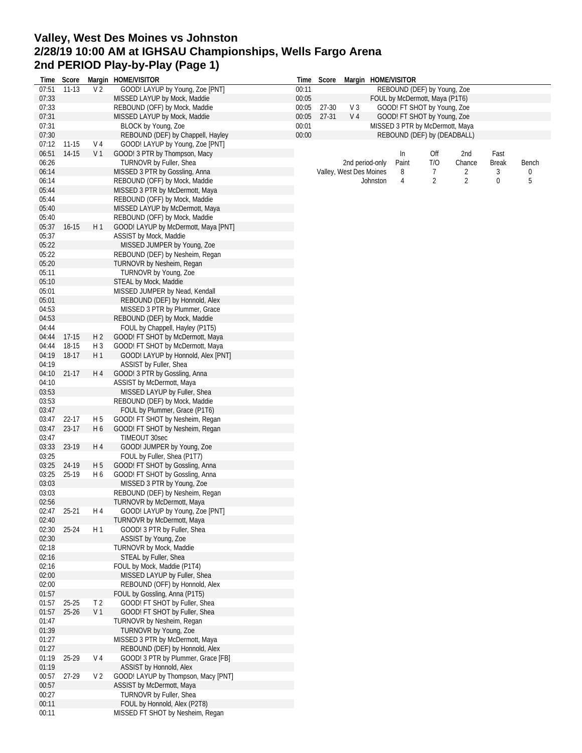# Valley, West Des Moines vs Johnston
# 2/28/19 10:00 AM at IGHSAU Championships, Wells Fargo Arena
# 2nd PERIOD Play-by-Play (Page 1)

| Time | Score | Margin | HOME/VISITOR |
|---|---|---|---|
| 07:51 | 11-13 | V 2 | GOOD! LAYUP by Young, Zoe [PNT] |
| 07:33 | | | MISSED LAYUP by Mock, Maddie |
| 07:33 | | | REBOUND (OFF) by Mock, Maddie |
| 07:31 | | | MISSED LAYUP by Mock, Maddie |
| 07:31 | | | BLOCK by Young, Zoe |
| 07:30 | | | REBOUND (DEF) by Chappell, Hayley |
| 07:12 | 11-15 | V 4 | GOOD! LAYUP by Young, Zoe [PNT] |
| 06:51 | 14-15 | V 1 | GOOD! 3 PTR by Thompson, Macy |
| 06:26 | | | TURNOVR by Fuller, Shea |
| 06:14 | | | MISSED 3 PTR by Gossling, Anna |
| 06:14 | | | REBOUND (OFF) by Mock, Maddie |
| 05:44 | | | MISSED 3 PTR by McDermott, Maya |
| 05:44 | | | REBOUND (OFF) by Mock, Maddie |
| 05:40 | | | MISSED LAYUP by McDermott, Maya |
| 05:40 | | | REBOUND (OFF) by Mock, Maddie |
| 05:37 | 16-15 | H 1 | GOOD! LAYUP by McDermott, Maya [PNT] |
| 05:37 | | | ASSIST by Mock, Maddie |
| 05:22 | | | MISSED JUMPER by Young, Zoe |
| 05:22 | | | REBOUND (DEF) by Nesheim, Regan |
| 05:20 | | | TURNOVR by Nesheim, Regan |
| 05:11 | | | TURNOVR by Young, Zoe |
| 05:10 | | | STEAL by Mock, Maddie |
| 05:01 | | | MISSED JUMPER by Nead, Kendall |
| 05:01 | | | REBOUND (DEF) by Honnold, Alex |
| 04:53 | | | MISSED 3 PTR by Plummer, Grace |
| 04:53 | | | REBOUND (DEF) by Mock, Maddie |
| 04:44 | | | FOUL by Chappell, Hayley (P1T5) |
| 04:44 | 17-15 | H 2 | GOOD! FT SHOT by McDermott, Maya |
| 04:44 | 18-15 | H 3 | GOOD! FT SHOT by McDermott, Maya |
| 04:19 | 18-17 | H 1 | GOOD! LAYUP by Honnold, Alex [PNT] |
| 04:19 | | | ASSIST by Fuller, Shea |
| 04:10 | 21-17 | H 4 | GOOD! 3 PTR by Gossling, Anna |
| 04:10 | | | ASSIST by McDermott, Maya |
| 03:53 | | | MISSED LAYUP by Fuller, Shea |
| 03:53 | | | REBOUND (DEF) by Mock, Maddie |
| 03:47 | | | FOUL by Plummer, Grace (P1T6) |
| 03:47 | 22-17 | H 5 | GOOD! FT SHOT by Nesheim, Regan |
| 03:47 | 23-17 | H 6 | GOOD! FT SHOT by Nesheim, Regan |
| 03:47 | | | TIMEOUT 30sec |
| 03:33 | 23-19 | H 4 | GOOD! JUMPER by Young, Zoe |
| 03:25 | | | FOUL by Fuller, Shea (P1T7) |
| 03:25 | 24-19 | H 5 | GOOD! FT SHOT by Gossling, Anna |
| 03:25 | 25-19 | H 6 | GOOD! FT SHOT by Gossling, Anna |
| 03:03 | | | MISSED 3 PTR by Young, Zoe |
| 03:03 | | | REBOUND (DEF) by Nesheim, Regan |
| 02:56 | | | TURNOVR by McDermott, Maya |
| 02:47 | 25-21 | H 4 | GOOD! LAYUP by Young, Zoe [PNT] |
| 02:40 | | | TURNOVR by McDermott, Maya |
| 02:30 | 25-24 | H 1 | GOOD! 3 PTR by Fuller, Shea |
| 02:30 | | | ASSIST by Young, Zoe |
| 02:18 | | | TURNOVR by Mock, Maddie |
| 02:16 | | | STEAL by Fuller, Shea |
| 02:16 | | | FOUL by Mock, Maddie (P1T4) |
| 02:00 | | | MISSED LAYUP by Fuller, Shea |
| 02:00 | | | REBOUND (OFF) by Honnold, Alex |
| 01:57 | | | FOUL by Gossling, Anna (P1T5) |
| 01:57 | 25-25 | T 2 | GOOD! FT SHOT by Fuller, Shea |
| 01:57 | 25-26 | V 1 | GOOD! FT SHOT by Fuller, Shea |
| 01:47 | | | TURNOVR by Nesheim, Regan |
| 01:39 | | | TURNOVR by Young, Zoe |
| 01:27 | | | MISSED 3 PTR by McDermott, Maya |
| 01:27 | | | REBOUND (DEF) by Honnold, Alex |
| 01:19 | 25-29 | V 4 | GOOD! 3 PTR by Plummer, Grace [FB] |
| 01:19 | | | ASSIST by Honnold, Alex |
| 00:57 | 27-29 | V 2 | GOOD! LAYUP by Thompson, Macy [PNT] |
| 00:57 | | | ASSIST by McDermott, Maya |
| 00:27 | | | TURNOVR by Fuller, Shea |
| 00:11 | | | FOUL by Honnold, Alex (P2T8) |
| 00:11 | | | MISSED FT SHOT by Nesheim, Regan |
| 00:11 | | | REBOUND (DEF) by Young, Zoe |
| 00:05 | | | FOUL by McDermott, Maya (P1T6) |
| 00:05 | 27-30 | V 3 | GOOD! FT SHOT by Young, Zoe |
| 00:05 | 27-31 | V 4 | GOOD! FT SHOT by Young, Zoe |
| 00:01 | | | MISSED 3 PTR by McDermott, Maya |
| 00:00 | | | REBOUND (DEF) by (DEADBALL) |

| 2nd period-only | In Paint | Off T/O | 2nd Chance | Fast Break | Bench |
|---|---|---|---|---|---|
| Valley, West Des Moines | 8 | 7 | 2 | 3 | 0 |
| Johnston | 4 | 2 | 2 | 0 | 5 |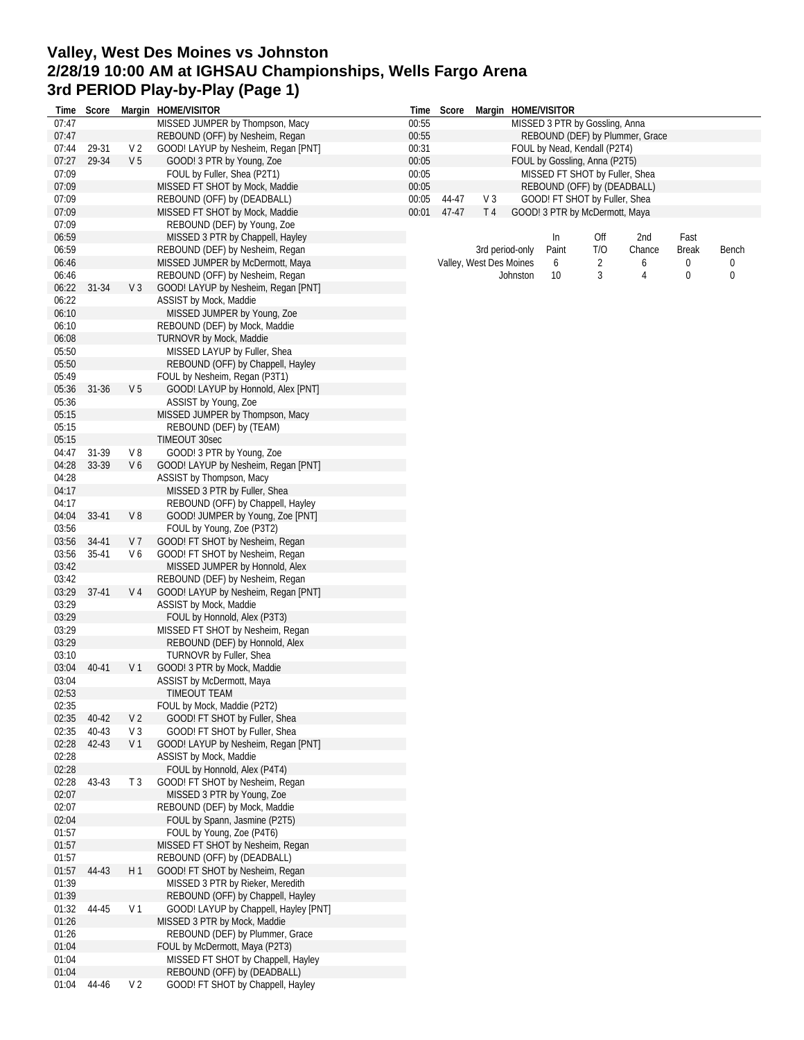# Valley, West Des Moines vs Johnston
## 2/28/19 10:00 AM at IGHSAU Championships, Wells Fargo Arena
## 3rd PERIOD Play-by-Play (Page 1)

| Time | Score | Margin | HOME/VISITOR |
|---|---|---|---|
| 07:47 | | | MISSED JUMPER by Thompson, Macy |
| 07:47 | | | REBOUND (OFF) by Nesheim, Regan |
| 07:44 | 29-31 | V 2 | GOOD! LAYUP by Nesheim, Regan [PNT] |
| 07:27 | 29-34 | V 5 | GOOD! 3 PTR by Young, Zoe |
| 07:09 | | | FOUL by Fuller, Shea (P2T1) |
| 07:09 | | | MISSED FT SHOT by Mock, Maddie |
| 07:09 | | | REBOUND (OFF) by (DEADBALL) |
| 07:09 | | | MISSED FT SHOT by Mock, Maddie |
| 07:09 | | | REBOUND (DEF) by Young, Zoe |
| 06:59 | | | MISSED 3 PTR by Chappell, Hayley |
| 06:59 | | | REBOUND (DEF) by Nesheim, Regan |
| 06:46 | | | MISSED JUMPER by McDermott, Maya |
| 06:46 | | | REBOUND (OFF) by Nesheim, Regan |
| 06:22 | 31-34 | V 3 | GOOD! LAYUP by Nesheim, Regan [PNT] |
| 06:22 | | | ASSIST by Mock, Maddie |
| 06:10 | | | MISSED JUMPER by Young, Zoe |
| 06:10 | | | REBOUND (DEF) by Mock, Maddie |
| 06:08 | | | TURNOVR by Mock, Maddie |
| 05:50 | | | MISSED LAYUP by Fuller, Shea |
| 05:50 | | | REBOUND (OFF) by Chappell, Hayley |
| 05:49 | | | FOUL by Nesheim, Regan (P3T1) |
| 05:36 | 31-36 | V 5 | GOOD! LAYUP by Honnold, Alex [PNT] |
| 05:36 | | | ASSIST by Young, Zoe |
| 05:15 | | | MISSED JUMPER by Thompson, Macy |
| 05:15 | | | REBOUND (DEF) by (TEAM) |
| 05:15 | | | TIMEOUT 30sec |
| 04:47 | 31-39 | V 8 | GOOD! 3 PTR by Young, Zoe |
| 04:28 | 33-39 | V 6 | GOOD! LAYUP by Nesheim, Regan [PNT] |
| 04:28 | | | ASSIST by Thompson, Macy |
| 04:17 | | | MISSED 3 PTR by Fuller, Shea |
| 04:17 | | | REBOUND (OFF) by Chappell, Hayley |
| 04:04 | 33-41 | V 8 | GOOD! JUMPER by Young, Zoe [PNT] |
| 03:56 | | | FOUL by Young, Zoe (P3T2) |
| 03:56 | 34-41 | V 7 | GOOD! FT SHOT by Nesheim, Regan |
| 03:56 | 35-41 | V 6 | GOOD! FT SHOT by Nesheim, Regan |
| 03:42 | | | MISSED JUMPER by Honnold, Alex |
| 03:42 | | | REBOUND (DEF) by Nesheim, Regan |
| 03:29 | 37-41 | V 4 | GOOD! LAYUP by Nesheim, Regan [PNT] |
| 03:29 | | | ASSIST by Mock, Maddie |
| 03:29 | | | FOUL by Honnold, Alex (P3T3) |
| 03:29 | | | MISSED FT SHOT by Nesheim, Regan |
| 03:29 | | | REBOUND (DEF) by Honnold, Alex |
| 03:10 | | | TURNOVR by Fuller, Shea |
| 03:04 | 40-41 | V 1 | GOOD! 3 PTR by Mock, Maddie |
| 03:04 | | | ASSIST by McDermott, Maya |
| 02:53 | | | TIMEOUT TEAM |
| 02:35 | | | FOUL by Mock, Maddie (P2T2) |
| 02:35 | 40-42 | V 2 | GOOD! FT SHOT by Fuller, Shea |
| 02:35 | 40-43 | V 3 | GOOD! FT SHOT by Fuller, Shea |
| 02:28 | 42-43 | V 1 | GOOD! LAYUP by Nesheim, Regan [PNT] |
| 02:28 | | | ASSIST by Mock, Maddie |
| 02:28 | | | FOUL by Honnold, Alex (P4T4) |
| 02:28 | 43-43 | T 3 | GOOD! FT SHOT by Nesheim, Regan |
| 02:07 | | | MISSED 3 PTR by Young, Zoe |
| 02:07 | | | REBOUND (DEF) by Mock, Maddie |
| 02:04 | | | FOUL by Spann, Jasmine (P2T5) |
| 01:57 | | | FOUL by Young, Zoe (P4T6) |
| 01:57 | | | MISSED FT SHOT by Nesheim, Regan |
| 01:57 | | | REBOUND (OFF) by (DEADBALL) |
| 01:57 | 44-43 | H 1 | GOOD! FT SHOT by Nesheim, Regan |
| 01:39 | | | MISSED 3 PTR by Rieker, Meredith |
| 01:39 | | | REBOUND (OFF) by Chappell, Hayley |
| 01:32 | 44-45 | V 1 | GOOD! LAYUP by Chappell, Hayley [PNT] |
| 01:26 | | | MISSED 3 PTR by Mock, Maddie |
| 01:26 | | | REBOUND (DEF) by Plummer, Grace |
| 01:04 | | | FOUL by McDermott, Maya (P2T3) |
| 01:04 | | | MISSED FT SHOT by Chappell, Hayley |
| 01:04 | | | REBOUND (OFF) by (DEADBALL) |
| 01:04 | 44-46 | V 2 | GOOD! FT SHOT by Chappell, Hayley |
| 00:55 | | | MISSED 3 PTR by Gossling, Anna |
| 00:55 | | | REBOUND (DEF) by Plummer, Grace |
| 00:31 | | | FOUL by Nead, Kendall (P2T4) |
| 00:05 | | | FOUL by Gossling, Anna (P2T5) |
| 00:05 | | | MISSED FT SHOT by Fuller, Shea |
| 00:05 | | | REBOUND (OFF) by (DEADBALL) |
| 00:05 | 44-47 | V 3 | GOOD! FT SHOT by Fuller, Shea |
| 00:01 | 47-47 | T 4 | GOOD! 3 PTR by McDermott, Maya |

| 3rd period-only | In Paint | Off T/O | 2nd Chance | Fast Break | Bench |
|---|---|---|---|---|---|
| Valley, West Des Moines | 6 | 2 | 6 | 0 | 0 |
| Johnston | 10 | 3 | 4 | 0 | 0 |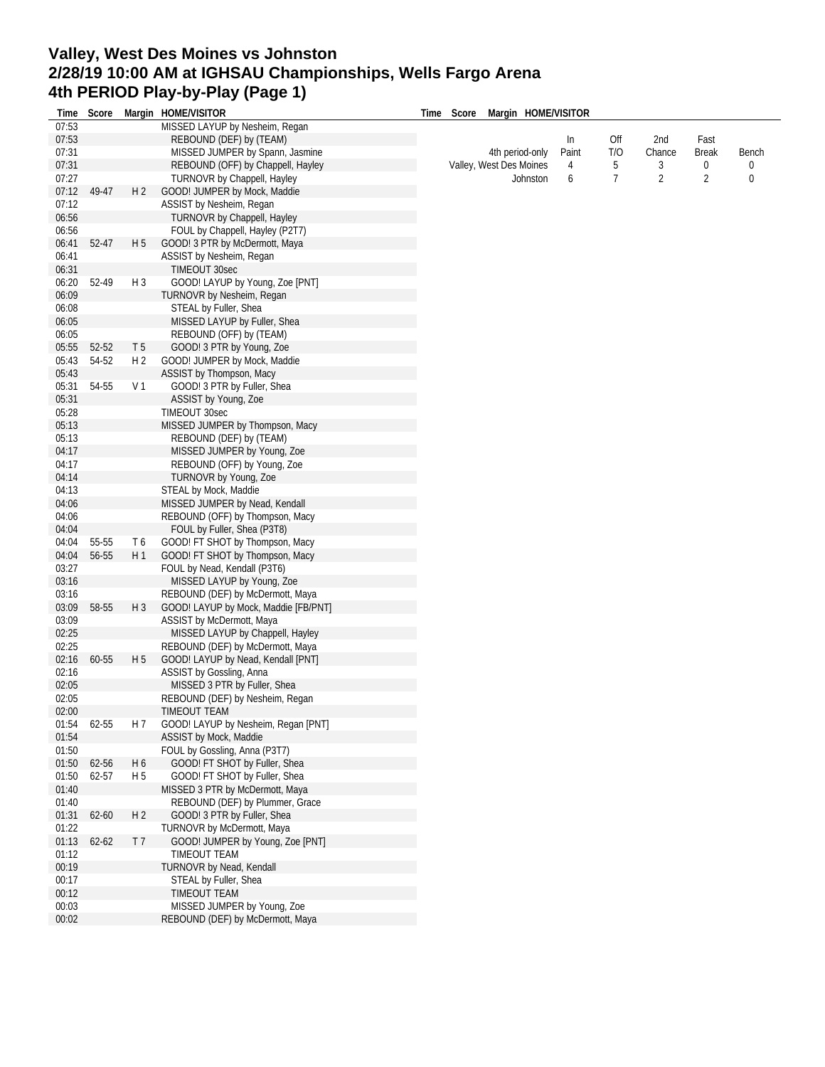# Valley, West Des Moines vs Johnston
# 2/28/19 10:00 AM at IGHSAU Championships, Wells Fargo Arena
# 4th PERIOD Play-by-Play (Page 1)

| Time | Score | Margin | HOME/VISITOR |
|---|---|---|---|
| 07:53 | | | MISSED LAYUP by Nesheim, Regan |
| 07:53 | | | REBOUND (DEF) by (TEAM) |
| 07:31 | | | MISSED JUMPER by Spann, Jasmine |
| 07:31 | | | REBOUND (OFF) by Chappell, Hayley |
| 07:27 | | | TURNOVR by Chappell, Hayley |
| 07:12 | 49-47 | H 2 | GOOD! JUMPER by Mock, Maddie |
| 07:12 | | | ASSIST by Nesheim, Regan |
| 06:56 | | | TURNOVR by Chappell, Hayley |
| 06:56 | | | FOUL by Chappell, Hayley (P2T7) |
| 06:41 | 52-47 | H 5 | GOOD! 3 PTR by McDermott, Maya |
| 06:41 | | | ASSIST by Nesheim, Regan |
| 06:31 | | | TIMEOUT 30sec |
| 06:20 | 52-49 | H 3 | GOOD! LAYUP by Young, Zoe [PNT] |
| 06:09 | | | TURNOVR by Nesheim, Regan |
| 06:08 | | | STEAL by Fuller, Shea |
| 06:05 | | | MISSED LAYUP by Fuller, Shea |
| 06:05 | | | REBOUND (OFF) by (TEAM) |
| 05:55 | 52-52 | T 5 | GOOD! 3 PTR by Young, Zoe |
| 05:43 | 54-52 | H 2 | GOOD! JUMPER by Mock, Maddie |
| 05:43 | | | ASSIST by Thompson, Macy |
| 05:31 | 54-55 | V 1 | GOOD! 3 PTR by Fuller, Shea |
| 05:31 | | | ASSIST by Young, Zoe |
| 05:28 | | | TIMEOUT 30sec |
| 05:13 | | | MISSED JUMPER by Thompson, Macy |
| 05:13 | | | REBOUND (DEF) by (TEAM) |
| 04:17 | | | MISSED JUMPER by Young, Zoe |
| 04:17 | | | REBOUND (OFF) by Young, Zoe |
| 04:14 | | | TURNOVR by Young, Zoe |
| 04:13 | | | STEAL by Mock, Maddie |
| 04:06 | | | MISSED JUMPER by Nead, Kendall |
| 04:06 | | | REBOUND (OFF) by Thompson, Macy |
| 04:04 | | | FOUL by Fuller, Shea (P3T8) |
| 04:04 | 55-55 | T 6 | GOOD! FT SHOT by Thompson, Macy |
| 04:04 | 56-55 | H 1 | GOOD! FT SHOT by Thompson, Macy |
| 03:27 | | | FOUL by Nead, Kendall (P3T6) |
| 03:16 | | | MISSED LAYUP by Young, Zoe |
| 03:16 | | | REBOUND (DEF) by McDermott, Maya |
| 03:09 | 58-55 | H 3 | GOOD! LAYUP by Mock, Maddie [FB/PNT] |
| 03:09 | | | ASSIST by McDermott, Maya |
| 02:25 | | | MISSED LAYUP by Chappell, Hayley |
| 02:25 | | | REBOUND (DEF) by McDermott, Maya |
| 02:16 | 60-55 | H 5 | GOOD! LAYUP by Nead, Kendall [PNT] |
| 02:16 | | | ASSIST by Gossling, Anna |
| 02:05 | | | MISSED 3 PTR by Fuller, Shea |
| 02:05 | | | REBOUND (DEF) by Nesheim, Regan |
| 02:00 | | | TIMEOUT TEAM |
| 01:54 | 62-55 | H 7 | GOOD! LAYUP by Nesheim, Regan [PNT] |
| 01:54 | | | ASSIST by Mock, Maddie |
| 01:50 | | | FOUL by Gossling, Anna (P3T7) |
| 01:50 | 62-56 | H 6 | GOOD! FT SHOT by Fuller, Shea |
| 01:50 | 62-57 | H 5 | GOOD! FT SHOT by Fuller, Shea |
| 01:40 | | | MISSED 3 PTR by McDermott, Maya |
| 01:40 | | | REBOUND (DEF) by Plummer, Grace |
| 01:31 | 62-60 | H 2 | GOOD! 3 PTR by Fuller, Shea |
| 01:22 | | | TURNOVR by McDermott, Maya |
| 01:13 | 62-62 | T 7 | GOOD! JUMPER by Young, Zoe [PNT] |
| 01:12 | | | TIMEOUT TEAM |
| 00:19 | | | TURNOVR by Nead, Kendall |
| 00:17 | | | STEAL by Fuller, Shea |
| 00:12 | | | TIMEOUT TEAM |
| 00:03 | | | MISSED JUMPER by Young, Zoe |
| 00:02 | | | REBOUND (DEF) by McDermott, Maya |

| 4th period-only | In Paint | Off T/O | 2nd Chance | Fast Break | Bench |
|---|---|---|---|---|---|
| Valley, West Des Moines | 4 | 5 | 3 | 0 | 0 |
| Johnston | 6 | 7 | 2 | 2 | 0 |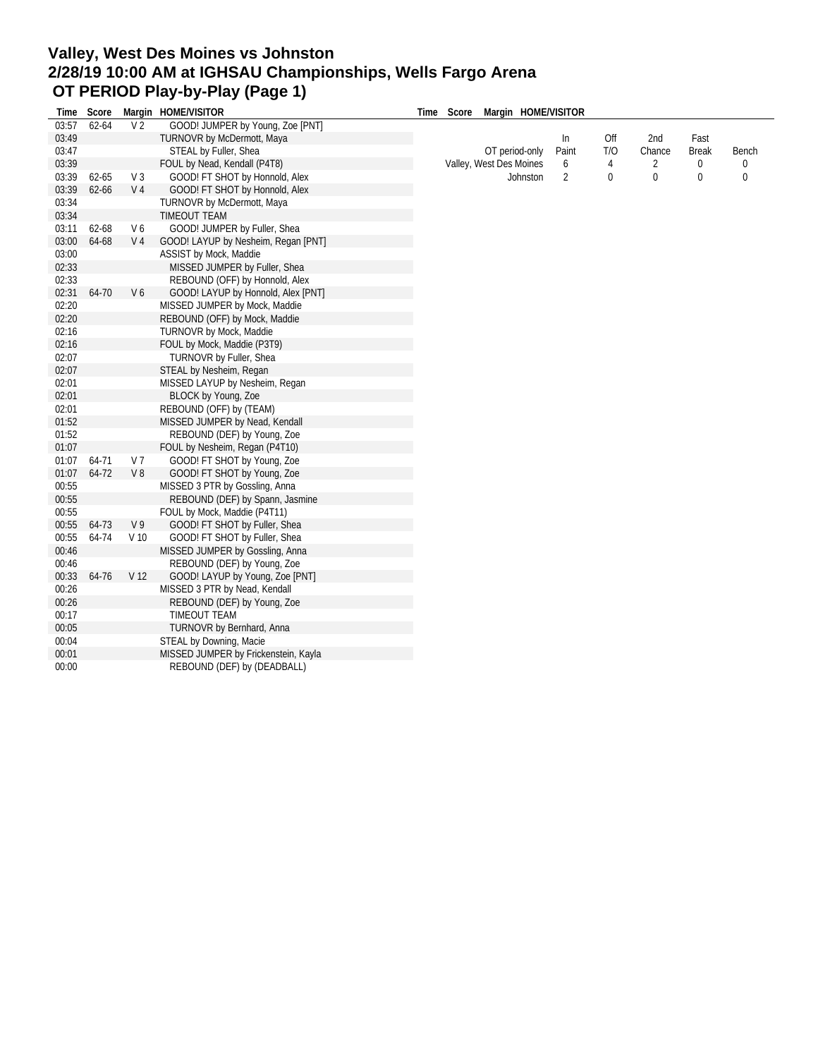# Valley, West Des Moines vs Johnston
# 2/28/19 10:00 AM at IGHSAU Championships, Wells Fargo Arena
## OT PERIOD Play-by-Play (Page 1)

| Time | Score | Margin | HOME/VISITOR |
|---|---|---|---|
| 03:57 | 62-64 | V 2 | GOOD! JUMPER by Young, Zoe [PNT] |
| 03:49 | | | TURNOVR by McDermott, Maya |
| 03:47 | | | STEAL by Fuller, Shea |
| 03:39 | | | FOUL by Nead, Kendall (P4T8) |
| 03:39 | 62-65 | V 3 | GOOD! FT SHOT by Honnold, Alex |
| 03:39 | 62-66 | V 4 | GOOD! FT SHOT by Honnold, Alex |
| 03:34 | | | TURNOVR by McDermott, Maya |
| 03:34 | | | TIMEOUT TEAM |
| 03:11 | 62-68 | V 6 | GOOD! JUMPER by Fuller, Shea |
| 03:00 | 64-68 | V 4 | GOOD! LAYUP by Nesheim, Regan [PNT] |
| 03:00 | | | ASSIST by Mock, Maddie |
| 02:33 | | | MISSED JUMPER by Fuller, Shea |
| 02:33 | | | REBOUND (OFF) by Honnold, Alex |
| 02:31 | 64-70 | V 6 | GOOD! LAYUP by Honnold, Alex [PNT] |
| 02:20 | | | MISSED JUMPER by Mock, Maddie |
| 02:20 | | | REBOUND (OFF) by Mock, Maddie |
| 02:16 | | | TURNOVR by Mock, Maddie |
| 02:16 | | | FOUL by Mock, Maddie (P3T9) |
| 02:07 | | | TURNOVR by Fuller, Shea |
| 02:07 | | | STEAL by Nesheim, Regan |
| 02:01 | | | MISSED LAYUP by Nesheim, Regan |
| 02:01 | | | BLOCK by Young, Zoe |
| 02:01 | | | REBOUND (OFF) by (TEAM) |
| 01:52 | | | MISSED JUMPER by Nead, Kendall |
| 01:52 | | | REBOUND (DEF) by Young, Zoe |
| 01:07 | | | FOUL by Nesheim, Regan (P4T10) |
| 01:07 | 64-71 | V 7 | GOOD! FT SHOT by Young, Zoe |
| 01:07 | 64-72 | V 8 | GOOD! FT SHOT by Young, Zoe |
| 00:55 | | | MISSED 3 PTR by Gossling, Anna |
| 00:55 | | | REBOUND (DEF) by Spann, Jasmine |
| 00:55 | | | FOUL by Mock, Maddie (P4T11) |
| 00:55 | 64-73 | V 9 | GOOD! FT SHOT by Fuller, Shea |
| 00:55 | 64-74 | V 10 | GOOD! FT SHOT by Fuller, Shea |
| 00:46 | | | MISSED JUMPER by Gossling, Anna |
| 00:46 | | | REBOUND (DEF) by Young, Zoe |
| 00:33 | 64-76 | V 12 | GOOD! LAYUP by Young, Zoe [PNT] |
| 00:26 | | | MISSED 3 PTR by Nead, Kendall |
| 00:26 | | | REBOUND (DEF) by Young, Zoe |
| 00:17 | | | TIMEOUT TEAM |
| 00:05 | | | TURNOVR by Bernhard, Anna |
| 00:04 | | | STEAL by Downing, Macie |
| 00:01 | | | MISSED JUMPER by Frickenstein, Kayla |
| 00:00 | | | REBOUND (DEF) by (DEADBALL) |

| OT period-only | In Paint | Off T/O | 2nd Chance | Fast Break | Bench |
|---|---|---|---|---|---|
| Valley, West Des Moines | 6 | 4 | 2 | 0 | 0 |
| Johnston | 2 | 0 | 0 | 0 | 0 |